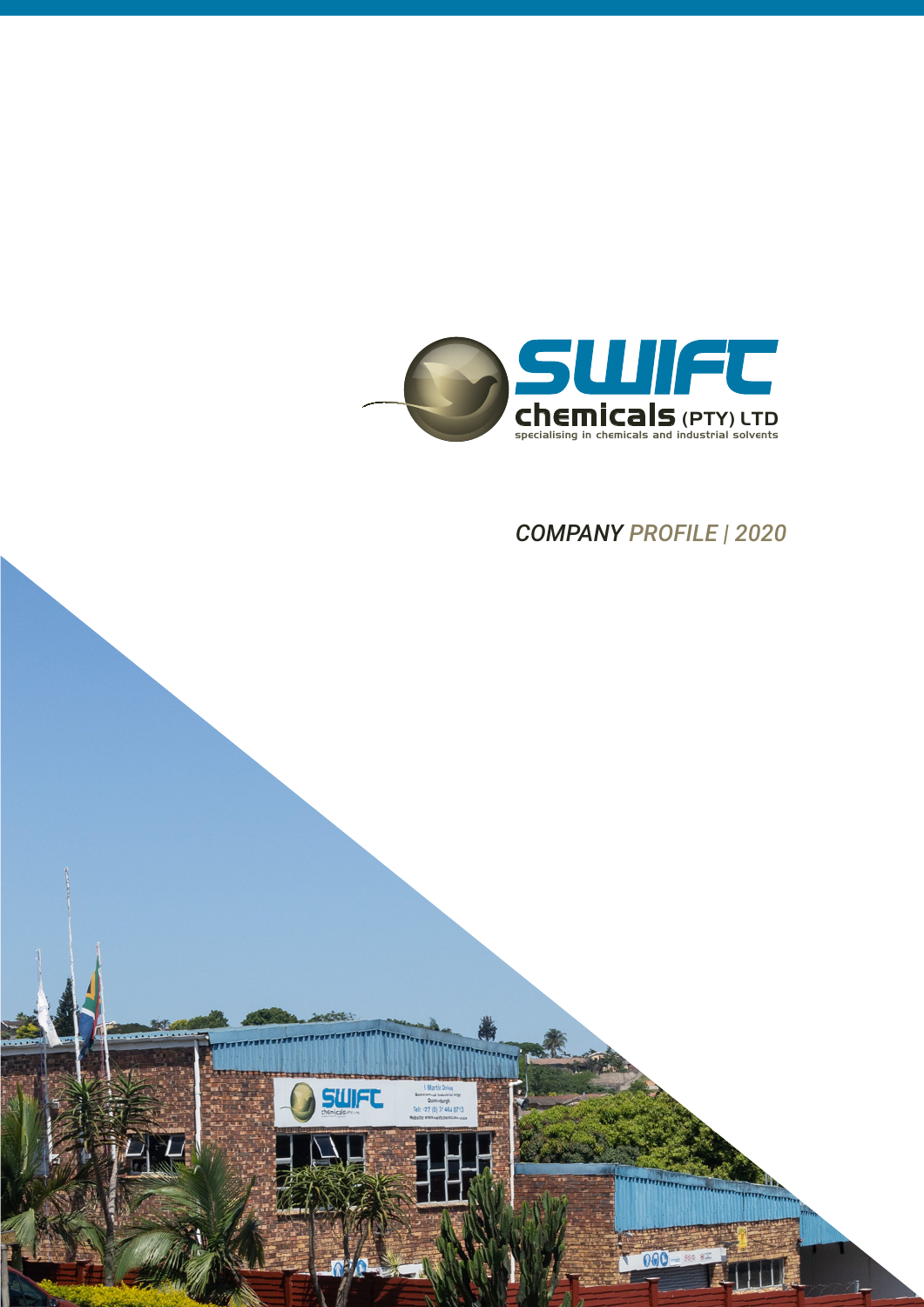# SWIFT chemicals (PTY) LTD

specialising in chemicals and industrial solvents

*COMPANY PROFILE | 2020*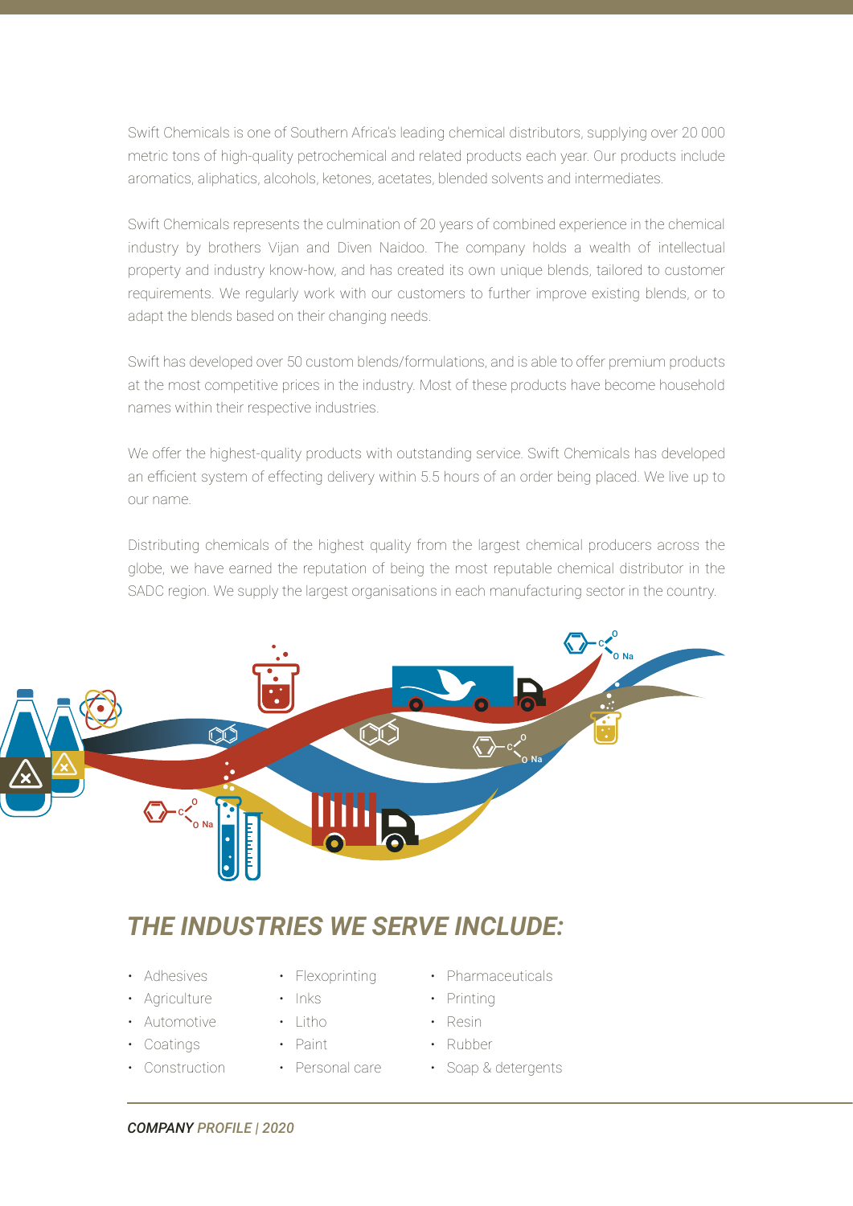Swift Chemicals is one of Southern Africa's leading chemical distributors, supplying over 20 000 metric tons of high-quality petrochemical and related products each year. Our products include aromatics, aliphatics, alcohols, ketones, acetates, blended solvents and intermediates.

Swift Chemicals represents the culmination of 20 years of combined experience in the chemical industry by brothers Vijan and Diven Naidoo. The company holds a wealth of intellectual property and industry know-how, and has created its own unique blends, tailored to customer requirements. We regularly work with our customers to further improve existing blends, or to adapt the blends based on their changing needs.

Swift has developed over 50 custom blends/formulations, and is able to offer premium products at the most competitive prices in the industry. Most of these products have become household names within their respective industries.

We offer the highest-quality products with outstanding service. Swift Chemicals has developed an efficient system of effecting delivery within 5.5 hours of an order being placed. We live up to our name.

Distributing chemicals of the highest quality from the largest chemical producers across the globe, we have earned the reputation of being the most reputable chemical distributor in the SADC region. We supply the largest organisations in each manufacturing sector in the country.

## *THE INDUSTRIES WE SERVE INCLUDE:*

- Adhesives
- Agriculture
- Automotive
- Coatings
- Construction
- Flexoprinting
- Inks
- Litho
- Paint
- Personal care
- Pharmaceuticals
- Printing
- Resin
- Rubber
- Soap & detergents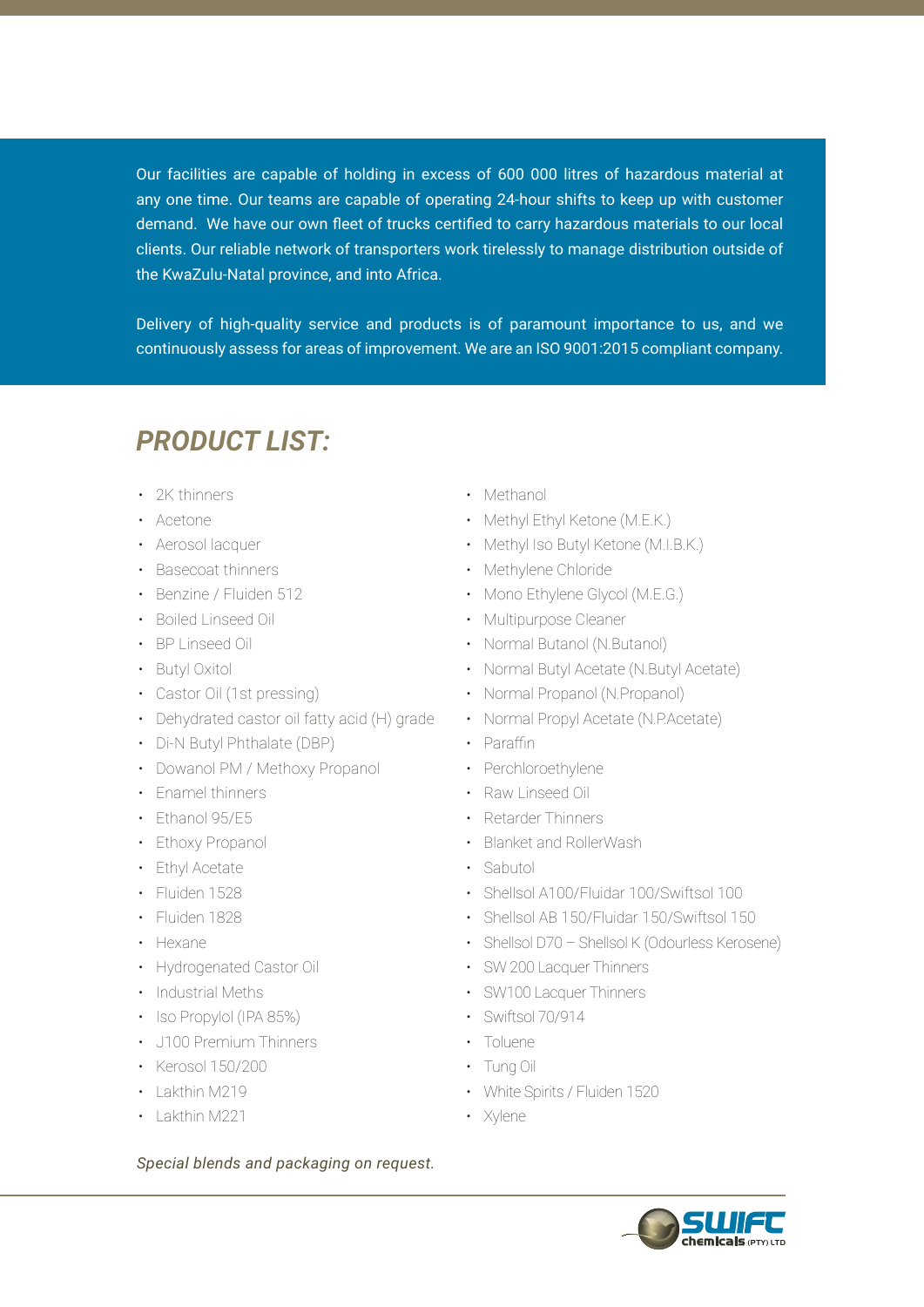Our facilities are capable of holding in excess of 600 000 litres of hazardous material at any one time. Our teams are capable of operating 24-hour shifts to keep up with customer demand. We have our own fleet of trucks certified to carry hazardous materials to our local clients. Our reliable network of transporters work tirelessly to manage distribution outside of the KwaZulu-Natal province, and into Africa.

Delivery of high-quality service and products is of paramount importance to us, and we continuously assess for areas of improvement. We are an ISO 9001:2015 compliant company.

## *PRODUCT LIST:*

- 2K thinners
- Acetone
- Aerosol lacquer
- Basecoat thinners
- Benzine / Fluiden 512
- Boiled Linseed Oil
- BP Linseed Oil
- Butyl Oxitol
- Castor Oil (1st pressing)
- Dehydrated castor oil fatty acid (H) grade
- Di-N Butyl Phthalate (DBP)
- Dowanol PM / Methoxy Propanol
- Enamel thinners
- Ethanol 95/E5
- Ethoxy Propanol
- Ethyl Acetate
- Fluiden 1528
- Fluiden 1828
- Hexane
- Hydrogenated Castor Oil
- Industrial Meths
- Iso Propylol (IPA 85%)
- J100 Premium Thinners
- Kerosol 150/200
- Lakthin M219
- Lakthin M221
- Methanol
- Methyl Ethyl Ketone (M.E.K.)
- Methyl Iso Butyl Ketone (M.I.B.K.)
- Methylene Chloride
- Mono Ethylene Glycol (M.E.G.)
- Multipurpose Cleaner
- Normal Butanol (N.Butanol)
- Normal Butyl Acetate (N.Butyl Acetate)
- Normal Propanol (N.Propanol)
- Normal Propyl Acetate (N.P.Acetate)
- Paraffin
- Perchloroethylene
- Raw Linseed Oil
- Retarder Thinners
- Blanket and RollerWash
- Sabutol
- Shellsol A100/Fluidar 100/Swiftsol 100
- Shellsol AB 150/Fluidar 150/Swiftsol 150
- Shellsol D70 – Shellsol K (Odourless Kerosene)
- SW 200 Lacquer Thinners
- SW100 Lacquer Thinners
- Swiftsol 70/914
- Toluene
- Tung Oil
- White Spirits / Fluiden 1520
- Xylene

*Special blends and packaging on request.*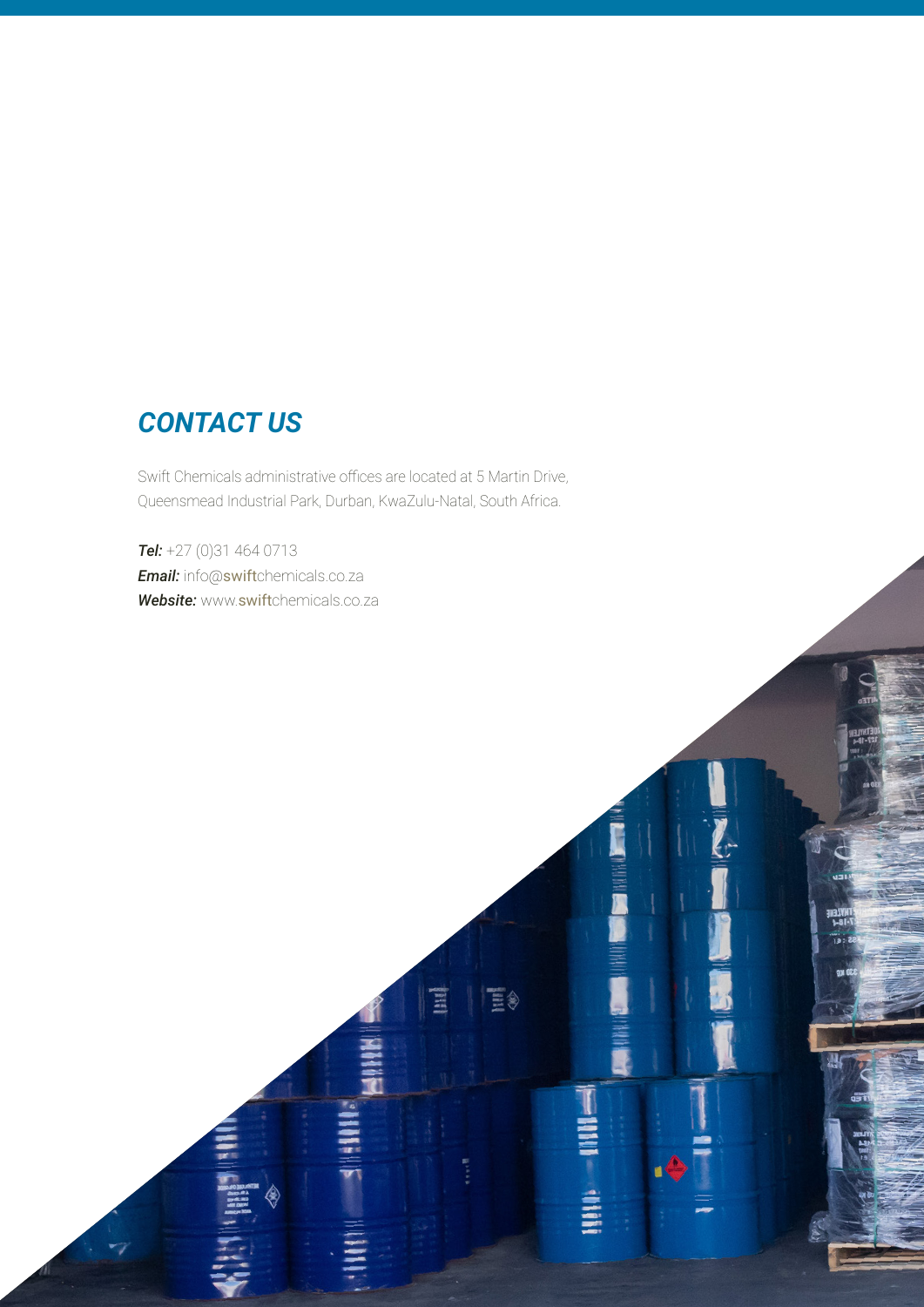## *CONTACT US*

Swift Chemicals administrative offices are located at 5 Martin Drive, Queensmead Industrial Park, Durban, KwaZulu-Natal, South Africa.

***Tel:*** +27 (0)31 464 0713
***Email:*** info@swiftchemicals.co.za
***Website:*** www.swiftchemicals.co.za